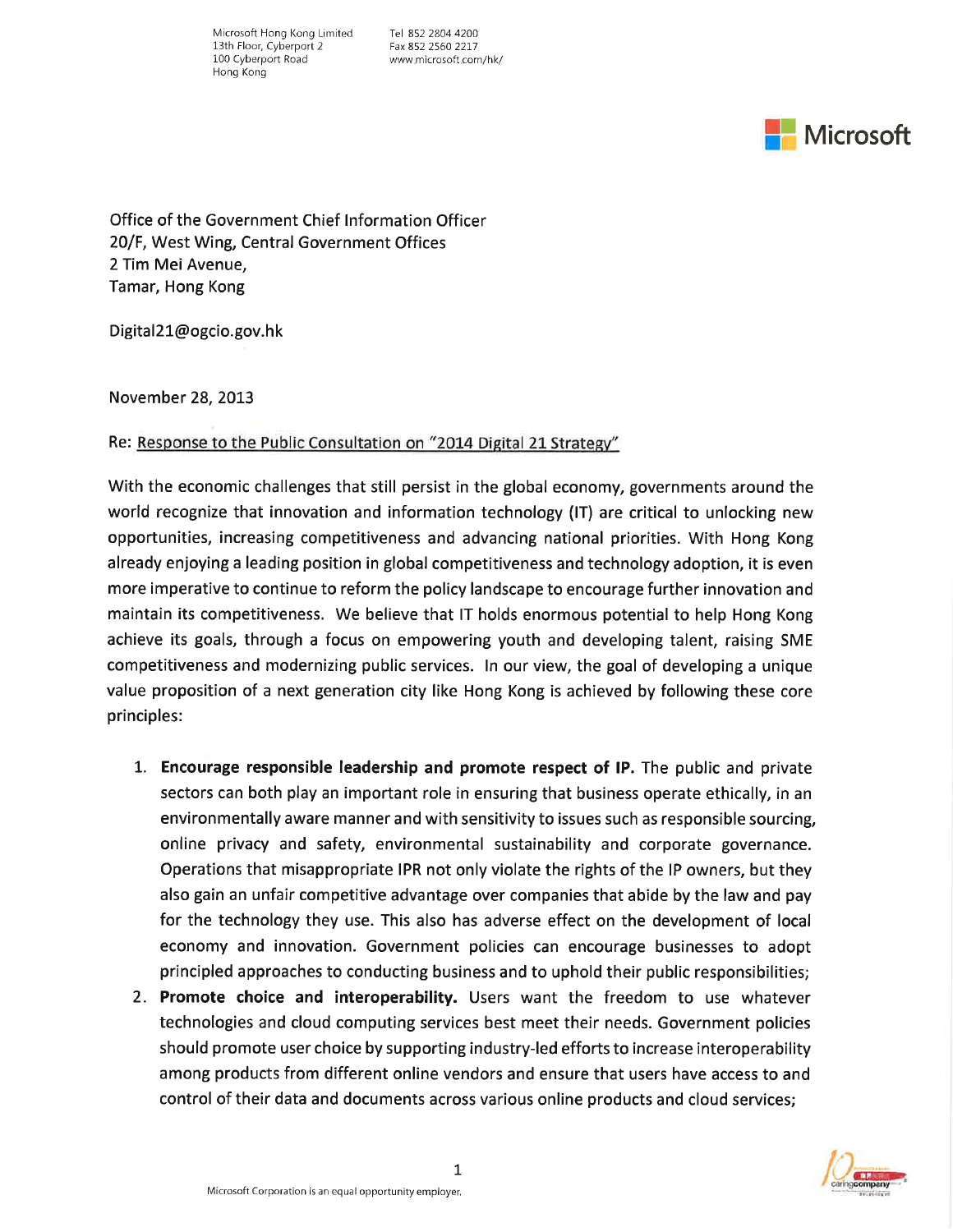Microsoft Hong Kong Limited
13th Floor, Cyberport 2
100 Cyberport Road
Hong Kong

Tel 852 2804 4200
Fax 852 2560 2217
www.microsoft.com/hk/

Microsoft

Office of the Government Chief Information Officer
20/F, West Wing, Central Government Offices
2 Tim Mei Avenue,
Tamar, Hong Kong

Digital21@ogcio.gov.hk

November 28, 2013

Re: Response to the Public Consultation on "2014 Digital 21 Strategy"

With the economic challenges that still persist in the global economy, governments around the world recognize that innovation and information technology (IT) are critical to unlocking new opportunities, increasing competitiveness and advancing national priorities. With Hong Kong already enjoying a leading position in global competitiveness and technology adoption, it is even more imperative to continue to reform the policy landscape to encourage further innovation and maintain its competitiveness. We believe that IT holds enormous potential to help Hong Kong achieve its goals, through a focus on empowering youth and developing talent, raising SME competitiveness and modernizing public services. In our view, the goal of developing a unique value proposition of a next generation city like Hong Kong is achieved by following these core principles:

1. **Encourage responsible leadership and promote respect of IP.** The public and private sectors can both play an important role in ensuring that business operate ethically, in an environmentally aware manner and with sensitivity to issues such as responsible sourcing, online privacy and safety, environmental sustainability and corporate governance. Operations that misappropriate IPR not only violate the rights of the IP owners, but they also gain an unfair competitive advantage over companies that abide by the law and pay for the technology they use. This also has adverse effect on the development of local economy and innovation. Government policies can encourage businesses to adopt principled approaches to conducting business and to uphold their public responsibilities;
2. **Promote choice and interoperability.** Users want the freedom to use whatever technologies and cloud computing services best meet their needs. Government policies should promote user choice by supporting industry-led efforts to increase interoperability among products from different online vendors and ensure that users have access to and control of their data and documents across various online products and cloud services;

Microsoft Corporation is an equal opportunity employer.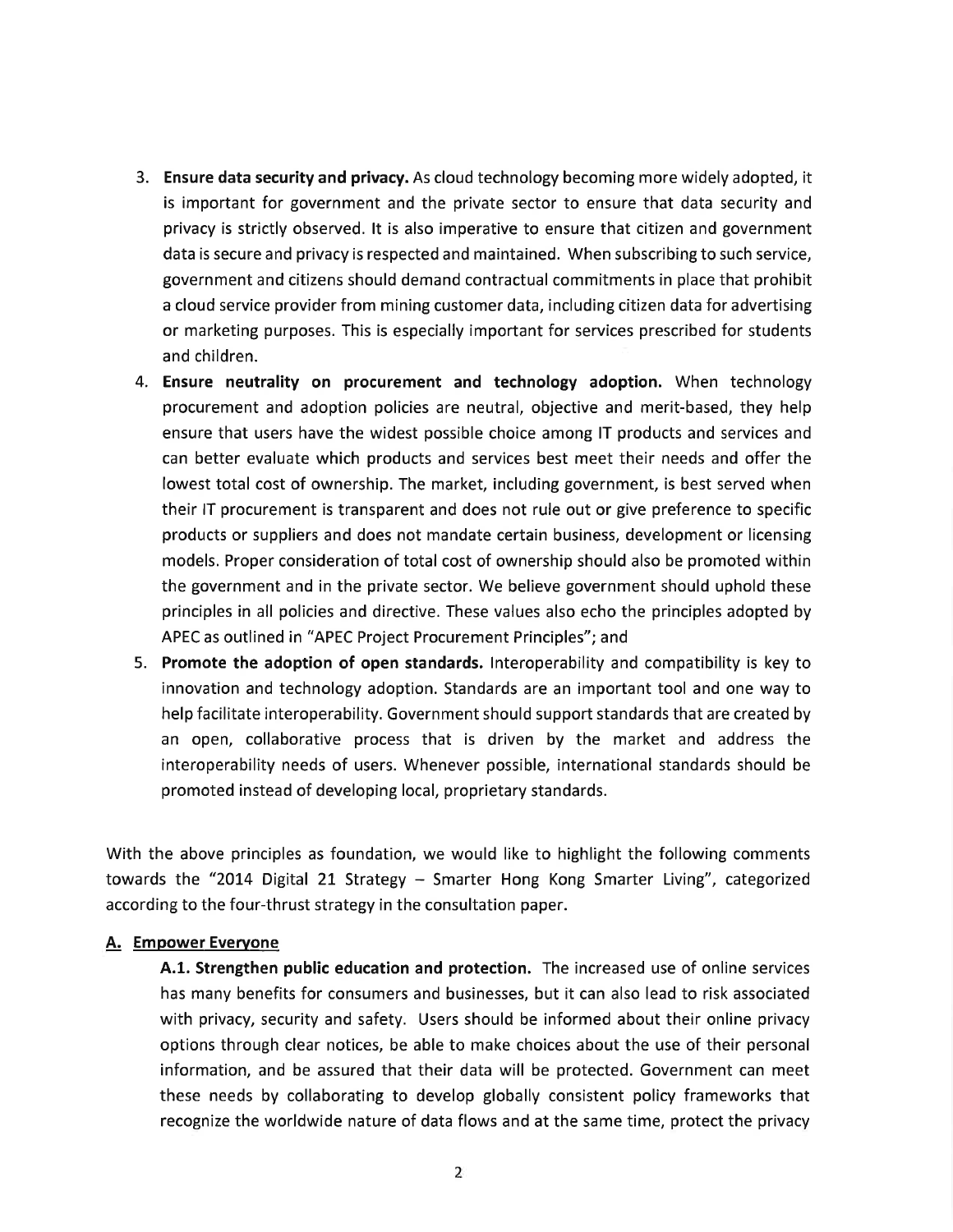3. **Ensure data security and privacy.** As cloud technology becoming more widely adopted, it is important for government and the private sector to ensure that data security and privacy is strictly observed. It is also imperative to ensure that citizen and government data is secure and privacy is respected and maintained. When subscribing to such service, government and citizens should demand contractual commitments in place that prohibit a cloud service provider from mining customer data, including citizen data for advertising or marketing purposes. This is especially important for services prescribed for students and children.
4. **Ensure neutrality on procurement and technology adoption.** When technology procurement and adoption policies are neutral, objective and merit-based, they help ensure that users have the widest possible choice among IT products and services and can better evaluate which products and services best meet their needs and offer the lowest total cost of ownership. The market, including government, is best served when their IT procurement is transparent and does not rule out or give preference to specific products or suppliers and does not mandate certain business, development or licensing models. Proper consideration of total cost of ownership should also be promoted within the government and in the private sector. We believe government should uphold these principles in all policies and directive. These values also echo the principles adopted by APEC as outlined in "APEC Project Procurement Principles"; and
5. **Promote the adoption of open standards.** Interoperability and compatibility is key to innovation and technology adoption. Standards are an important tool and one way to help facilitate interoperability. Government should support standards that are created by an open, collaborative process that is driven by the market and address the interoperability needs of users. Whenever possible, international standards should be promoted instead of developing local, proprietary standards.

With the above principles as foundation, we would like to highlight the following comments towards the "2014 Digital 21 Strategy – Smarter Hong Kong Smarter Living", categorized according to the four-thrust strategy in the consultation paper.

## A. Empower Everyone

**A.1. Strengthen public education and protection.** The increased use of online services has many benefits for consumers and businesses, but it can also lead to risk associated with privacy, security and safety. Users should be informed about their online privacy options through clear notices, be able to make choices about the use of their personal information, and be assured that their data will be protected. Government can meet these needs by collaborating to develop globally consistent policy frameworks that recognize the worldwide nature of data flows and at the same time, protect the privacy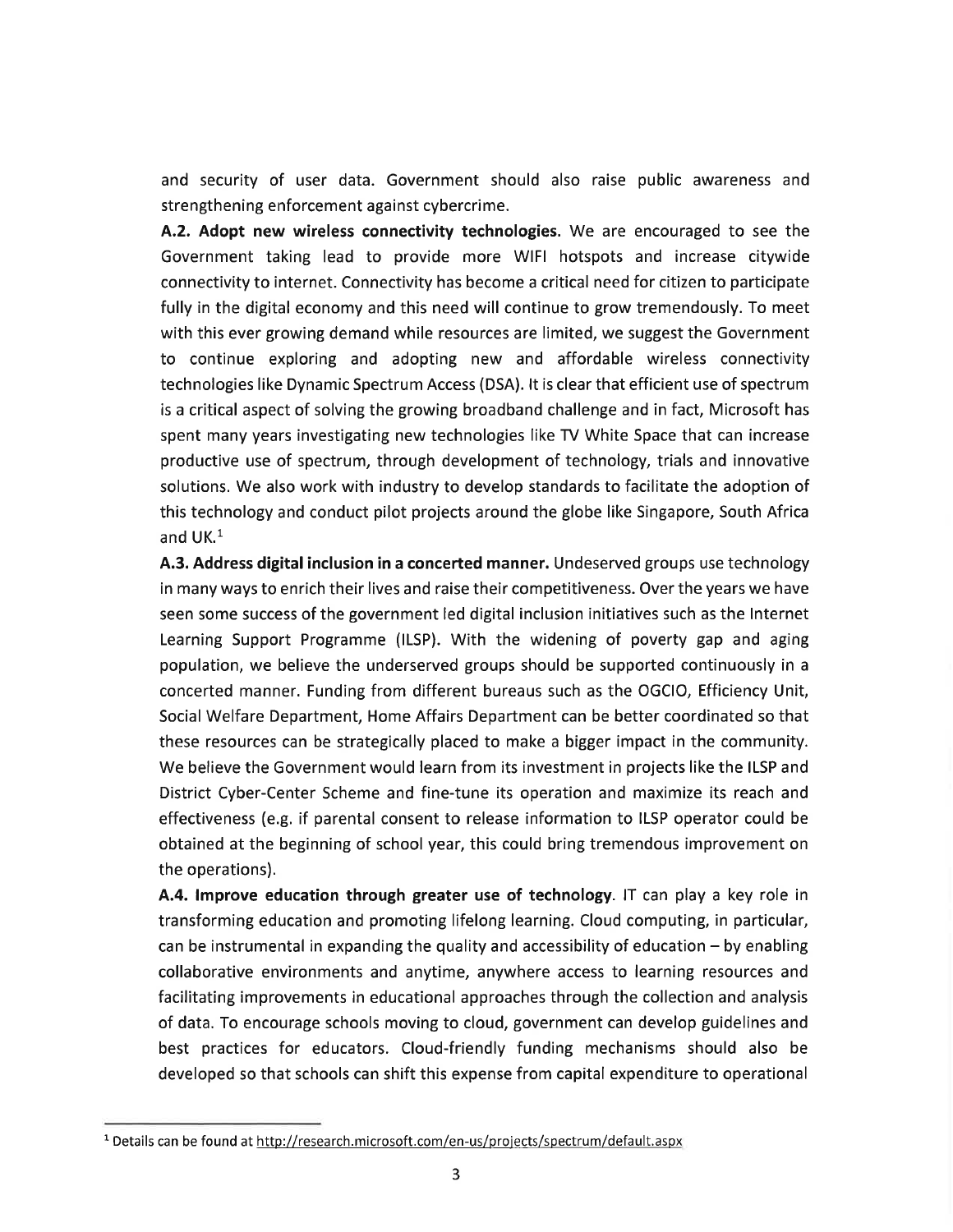and security of user data. Government should also raise public awareness and strengthening enforcement against cybercrime.

**A.2. Adopt new wireless connectivity technologies**. We are encouraged to see the Government taking lead to provide more WIFI hotspots and increase citywide connectivity to internet. Connectivity has become a critical need for citizen to participate fully in the digital economy and this need will continue to grow tremendously. To meet with this ever growing demand while resources are limited, we suggest the Government to continue exploring and adopting new and affordable wireless connectivity technologies like Dynamic Spectrum Access (DSA). It is clear that efficient use of spectrum is a critical aspect of solving the growing broadband challenge and in fact, Microsoft has spent many years investigating new technologies like TV White Space that can increase productive use of spectrum, through development of technology, trials and innovative solutions. We also work with industry to develop standards to facilitate the adoption of this technology and conduct pilot projects around the globe like Singapore, South Africa and UK.[1]

**A.3. Address digital inclusion in a concerted manner.** Undeserved groups use technology in many ways to enrich their lives and raise their competitiveness. Over the years we have seen some success of the government led digital inclusion initiatives such as the Internet Learning Support Programme (ILSP). With the widening of poverty gap and aging population, we believe the underserved groups should be supported continuously in a concerted manner. Funding from different bureaus such as the OGCIO, Efficiency Unit, Social Welfare Department, Home Affairs Department can be better coordinated so that these resources can be strategically placed to make a bigger impact in the community. We believe the Government would learn from its investment in projects like the ILSP and District Cyber-Center Scheme and fine-tune its operation and maximize its reach and effectiveness (e.g. if parental consent to release information to ILSP operator could be obtained at the beginning of school year, this could bring tremendous improvement on the operations).

**A.4. Improve education through greater use of technology**. IT can play a key role in transforming education and promoting lifelong learning. Cloud computing, in particular, can be instrumental in expanding the quality and accessibility of education – by enabling collaborative environments and anytime, anywhere access to learning resources and facilitating improvements in educational approaches through the collection and analysis of data. To encourage schools moving to cloud, government can develop guidelines and best practices for educators. Cloud-friendly funding mechanisms should also be developed so that schools can shift this expense from capital expenditure to operational

---

[1] Details can be found at http://research.microsoft.com/en-us/projects/spectrum/default.aspx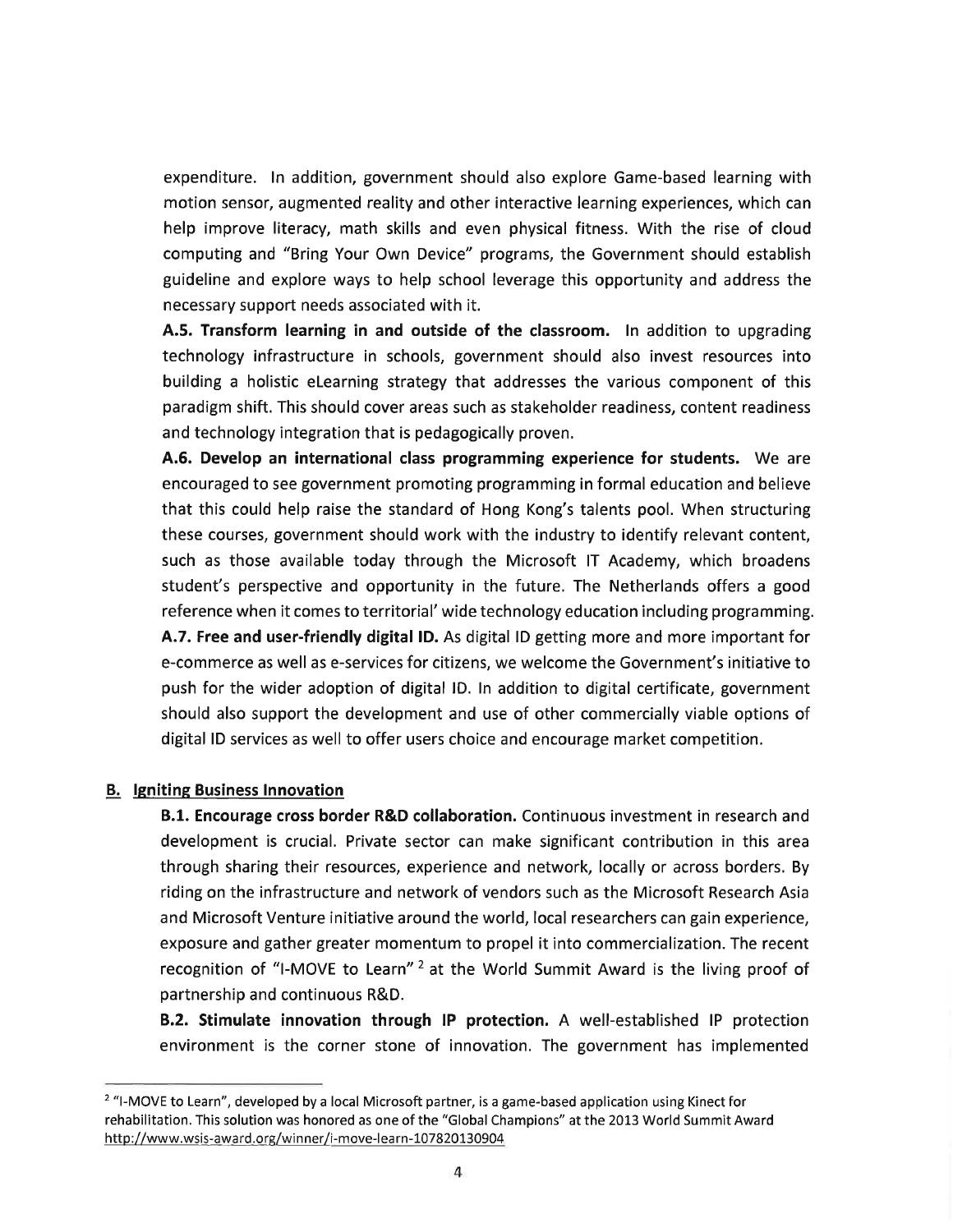expenditure. In addition, government should also explore Game-based learning with motion sensor, augmented reality and other interactive learning experiences, which can help improve literacy, math skills and even physical fitness. With the rise of cloud computing and "Bring Your Own Device" programs, the Government should establish guideline and explore ways to help school leverage this opportunity and address the necessary support needs associated with it.

**A.5. Transform learning in and outside of the classroom.** In addition to upgrading technology infrastructure in schools, government should also invest resources into building a holistic eLearning strategy that addresses the various component of this paradigm shift. This should cover areas such as stakeholder readiness, content readiness and technology integration that is pedagogically proven.

**A.6. Develop an international class programming experience for students.** We are encouraged to see government promoting programming in formal education and believe that this could help raise the standard of Hong Kong's talents pool. When structuring these courses, government should work with the industry to identify relevant content, such as those available today through the Microsoft IT Academy, which broadens student's perspective and opportunity in the future. The Netherlands offers a good reference when it comes to territorial' wide technology education including programming.

**A.7. Free and user-friendly digital ID.** As digital ID getting more and more important for e-commerce as well as e-services for citizens, we welcome the Government's initiative to push for the wider adoption of digital ID. In addition to digital certificate, government should also support the development and use of other commercially viable options of digital ID services as well to offer users choice and encourage market competition.

## B. Igniting Business Innovation

**B.1. Encourage cross border R&D collaboration.** Continuous investment in research and development is crucial. Private sector can make significant contribution in this area through sharing their resources, experience and network, locally or across borders. By riding on the infrastructure and network of vendors such as the Microsoft Research Asia and Microsoft Venture initiative around the world, local researchers can gain experience, exposure and gather greater momentum to propel it into commercialization. The recent recognition of "I-MOVE to Learn" [2] at the World Summit Award is the living proof of partnership and continuous R&D.

**B.2. Stimulate innovation through IP protection.** A well-established IP protection environment is the corner stone of innovation. The government has implemented

---

[2] "I-MOVE to Learn", developed by a local Microsoft partner, is a game-based application using Kinect for rehabilitation. This solution was honored as one of the "Global Champions" at the 2013 World Summit Award http://www.wsis-award.org/winner/i-move-learn-107820130904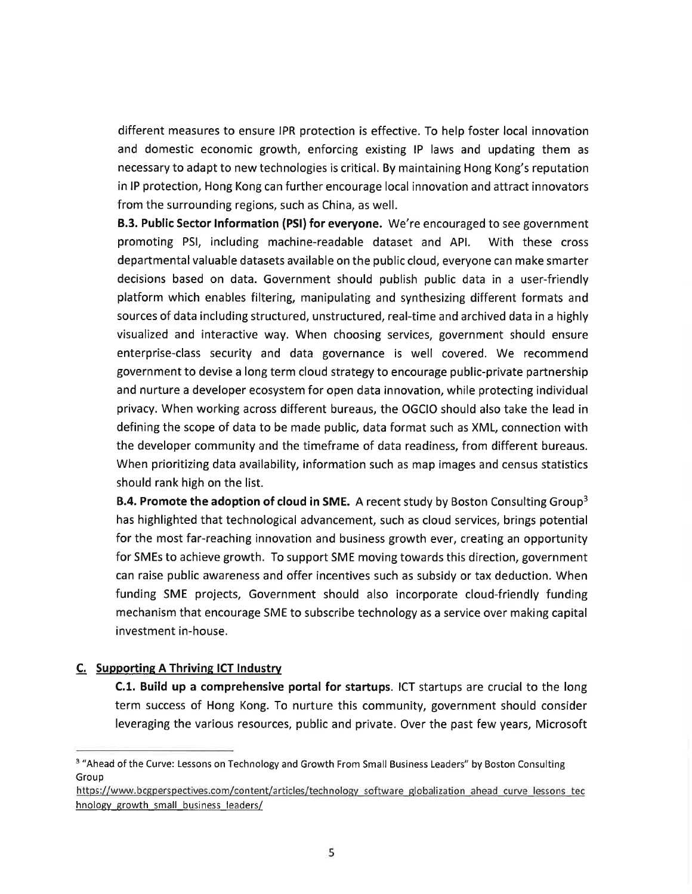different measures to ensure IPR protection is effective. To help foster local innovation and domestic economic growth, enforcing existing IP laws and updating them as necessary to adapt to new technologies is critical. By maintaining Hong Kong's reputation in IP protection, Hong Kong can further encourage local innovation and attract innovators from the surrounding regions, such as China, as well.

**B.3. Public Sector Information (PSI) for everyone.** We're encouraged to see government promoting PSI, including machine-readable dataset and API. With these cross departmental valuable datasets available on the public cloud, everyone can make smarter decisions based on data. Government should publish public data in a user-friendly platform which enables filtering, manipulating and synthesizing different formats and sources of data including structured, unstructured, real-time and archived data in a highly visualized and interactive way. When choosing services, government should ensure enterprise-class security and data governance is well covered. We recommend government to devise a long term cloud strategy to encourage public-private partnership and nurture a developer ecosystem for open data innovation, while protecting individual privacy. When working across different bureaus, the OGCIO should also take the lead in defining the scope of data to be made public, data format such as XML, connection with the developer community and the timeframe of data readiness, from different bureaus. When prioritizing data availability, information such as map images and census statistics should rank high on the list.

**B.4. Promote the adoption of cloud in SME.** A recent study by Boston Consulting Group[3] has highlighted that technological advancement, such as cloud services, brings potential for the most far-reaching innovation and business growth ever, creating an opportunity for SMEs to achieve growth. To support SME moving towards this direction, government can raise public awareness and offer incentives such as subsidy or tax deduction. When funding SME projects, Government should also incorporate cloud-friendly funding mechanism that encourage SME to subscribe technology as a service over making capital investment in-house.

## C. Supporting A Thriving ICT Industry

**C.1. Build up a comprehensive portal for startups**. ICT startups are crucial to the long term success of Hong Kong. To nurture this community, government should consider leveraging the various resources, public and private. Over the past few years, Microsoft

---

[3] "Ahead of the Curve: Lessons on Technology and Growth From Small Business Leaders" by Boston Consulting Group
https://www.bcgperspectives.com/content/articles/technology_software_globalization_ahead_curve_lessons_technology_growth_small_business_leaders/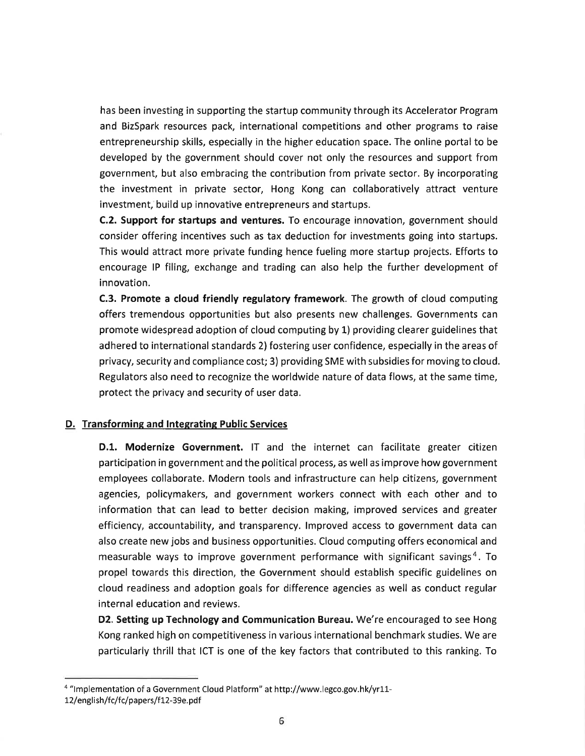has been investing in supporting the startup community through its Accelerator Program and BizSpark resources pack, international competitions and other programs to raise entrepreneurship skills, especially in the higher education space. The online portal to be developed by the government should cover not only the resources and support from government, but also embracing the contribution from private sector. By incorporating the investment in private sector, Hong Kong can collaboratively attract venture investment, build up innovative entrepreneurs and startups.

**C.2. Support for startups and ventures.** To encourage innovation, government should consider offering incentives such as tax deduction for investments going into startups. This would attract more private funding hence fueling more startup projects. Efforts to encourage IP filing, exchange and trading can also help the further development of innovation.

**C.3. Promote a cloud friendly regulatory framework**. The growth of cloud computing offers tremendous opportunities but also presents new challenges. Governments can promote widespread adoption of cloud computing by 1) providing clearer guidelines that adhered to international standards 2) fostering user confidence, especially in the areas of privacy, security and compliance cost; 3) providing SME with subsidies for moving to cloud. Regulators also need to recognize the worldwide nature of data flows, at the same time, protect the privacy and security of user data.

## D. Transforming and Integrating Public Services

**D.1. Modernize Government.** IT and the internet can facilitate greater citizen participation in government and the political process, as well as improve how government employees collaborate. Modern tools and infrastructure can help citizens, government agencies, policymakers, and government workers connect with each other and to information that can lead to better decision making, improved services and greater efficiency, accountability, and transparency. Improved access to government data can also create new jobs and business opportunities. Cloud computing offers economical and measurable ways to improve government performance with significant savings[4]. To propel towards this direction, the Government should establish specific guidelines on cloud readiness and adoption goals for difference agencies as well as conduct regular internal education and reviews.

**D2. Setting up Technology and Communication Bureau.** We're encouraged to see Hong Kong ranked high on competitiveness in various international benchmark studies. We are particularly thrill that ICT is one of the key factors that contributed to this ranking. To

[4] "Implementation of a Government Cloud Platform" at http://www.legco.gov.hk/yr11-12/english/fc/fc/papers/f12-39e.pdf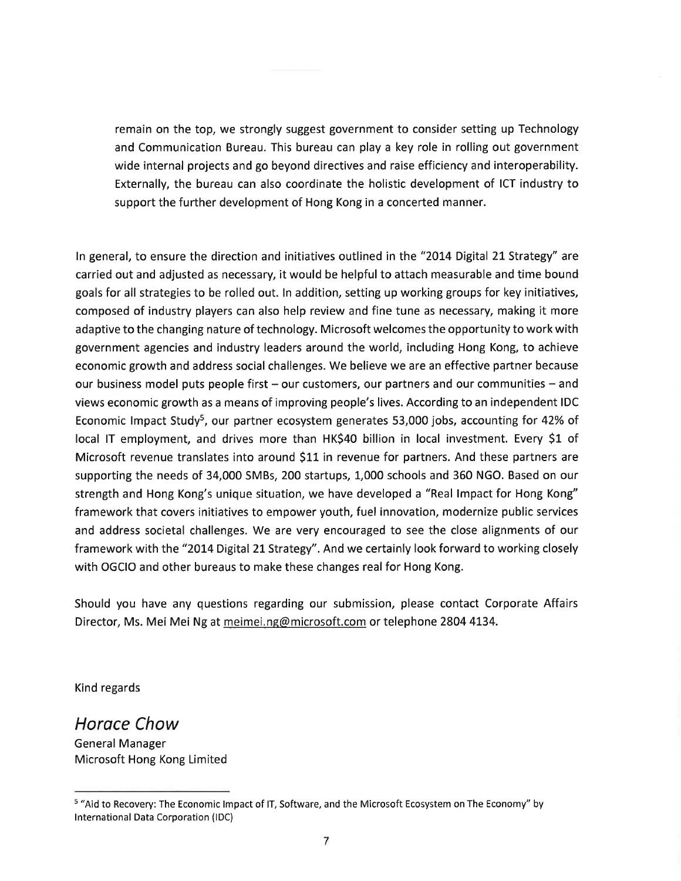remain on the top, we strongly suggest government to consider setting up Technology and Communication Bureau. This bureau can play a key role in rolling out government wide internal projects and go beyond directives and raise efficiency and interoperability. Externally, the bureau can also coordinate the holistic development of ICT industry to support the further development of Hong Kong in a concerted manner.

In general, to ensure the direction and initiatives outlined in the "2014 Digital 21 Strategy" are carried out and adjusted as necessary, it would be helpful to attach measurable and time bound goals for all strategies to be rolled out. In addition, setting up working groups for key initiatives, composed of industry players can also help review and fine tune as necessary, making it more adaptive to the changing nature of technology. Microsoft welcomes the opportunity to work with government agencies and industry leaders around the world, including Hong Kong, to achieve economic growth and address social challenges. We believe we are an effective partner because our business model puts people first – our customers, our partners and our communities – and views economic growth as a means of improving people's lives. According to an independent IDC Economic Impact Study[5], our partner ecosystem generates 53,000 jobs, accounting for 42% of local IT employment, and drives more than HK$40 billion in local investment. Every $1 of Microsoft revenue translates into around $11 in revenue for partners. And these partners are supporting the needs of 34,000 SMBs, 200 startups, 1,000 schools and 360 NGO. Based on our strength and Hong Kong's unique situation, we have developed a "Real Impact for Hong Kong" framework that covers initiatives to empower youth, fuel innovation, modernize public services and address societal challenges. We are very encouraged to see the close alignments of our framework with the "2014 Digital 21 Strategy". And we certainly look forward to working closely with OGCIO and other bureaus to make these changes real for Hong Kong.

Should you have any questions regarding our submission, please contact Corporate Affairs Director, Ms. Mei Mei Ng at meimei.ng@microsoft.com or telephone 2804 4134.

Kind regards

*Horace Chow*
General Manager
Microsoft Hong Kong Limited

---

[5] "Aid to Recovery: The Economic Impact of IT, Software, and the Microsoft Ecosystem on The Economy" by International Data Corporation (IDC)